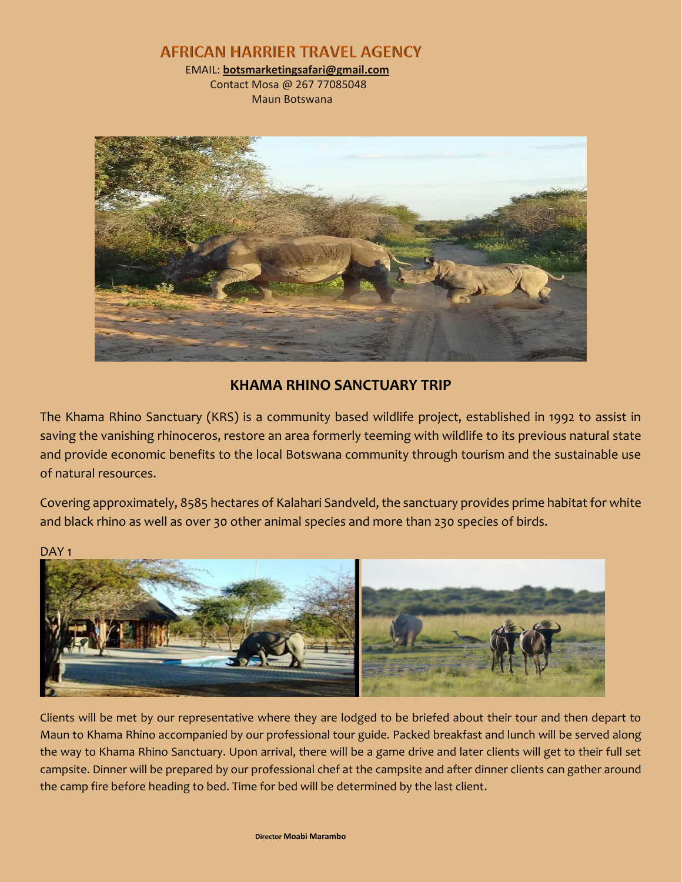# AFRICAN HARRIER TRAVEL AGENCY

EMAIL: **botsmarketingsafari@gmail.com**
Contact Mosa @ 267 77085048
Maun Botswana

## KHAMA RHINO SANCTUARY TRIP

The Khama Rhino Sanctuary (KRS) is a community based wildlife project, established in 1992 to assist in saving the vanishing rhinoceros, restore an area formerly teeming with wildlife to its previous natural state and provide economic benefits to the local Botswana community through tourism and the sustainable use of natural resources.

Covering approximately, 8585 hectares of Kalahari Sandveld, the sanctuary provides prime habitat for white and black rhino as well as over 30 other animal species and more than 230 species of birds.

DAY 1

Clients will be met by our representative where they are lodged to be briefed about their tour and then depart to Maun to Khama Rhino accompanied by our professional tour guide. Packed breakfast and lunch will be served along the way to Khama Rhino Sanctuary. Upon arrival, there will be a game drive and later clients will get to their full set campsite. Dinner will be prepared by our professional chef at the campsite and after dinner clients can gather around the camp fire before heading to bed. Time for bed will be determined by the last client.

Director **Moabi Marambo**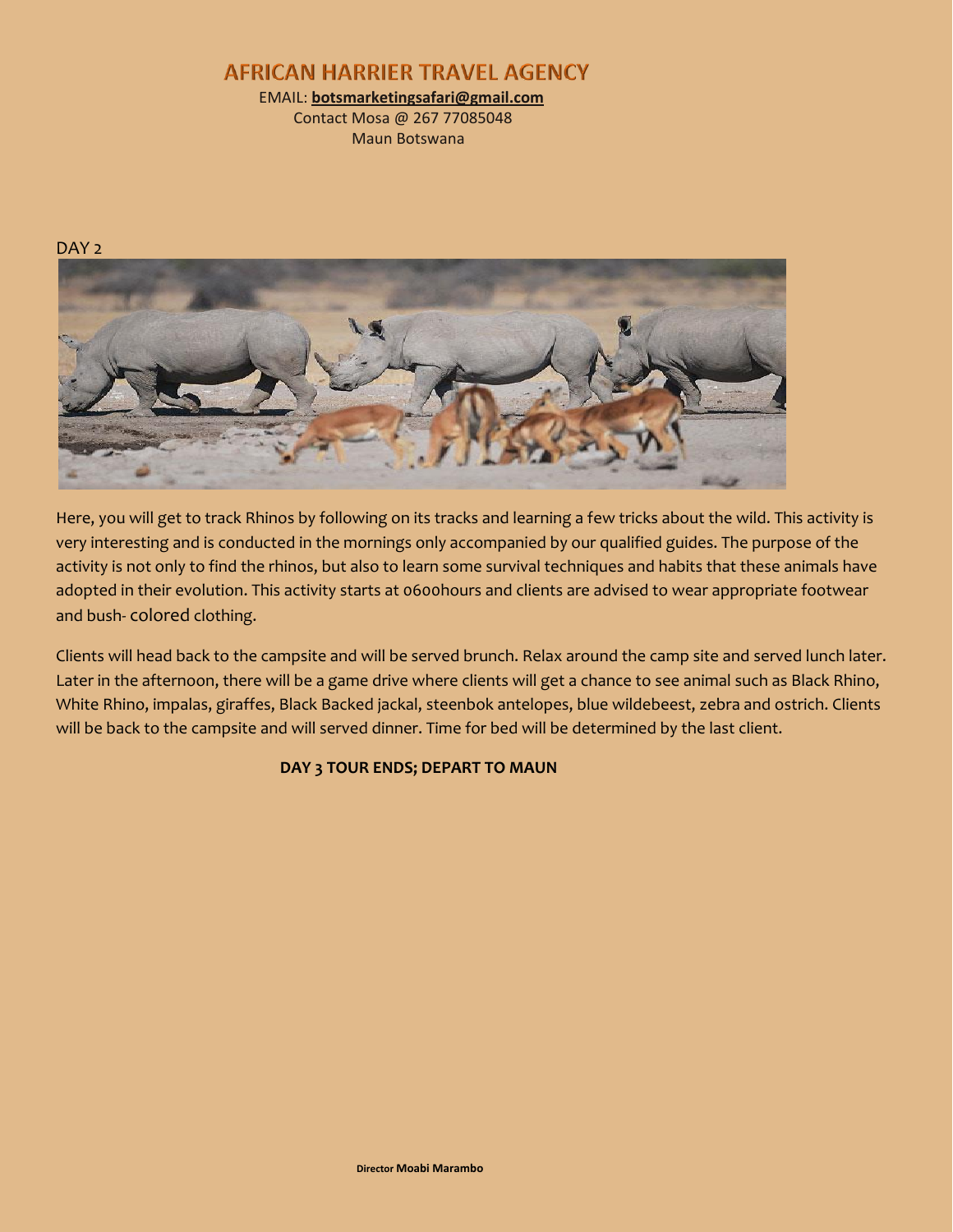# AFRICAN HARRIER TRAVEL AGENCY

EMAIL: **botsmarketingsafari@gmail.com**
Contact Mosa @ 267 77085048
Maun Botswana

DAY 2

Here, you will get to track Rhinos by following on its tracks and learning a few tricks about the wild. This activity is very interesting and is conducted in the mornings only accompanied by our qualified guides. The purpose of the activity is not only to find the rhinos, but also to learn some survival techniques and habits that these animals have adopted in their evolution. This activity starts at 0600hours and clients are advised to wear appropriate footwear and bush- colored clothing.

Clients will head back to the campsite and will be served brunch. Relax around the camp site and served lunch later. Later in the afternoon, there will be a game drive where clients will get a chance to see animal such as Black Rhino, White Rhino, impalas, giraffes, Black Backed jackal, steenbok antelopes, blue wildebeest, zebra and ostrich. Clients will be back to the campsite and will served dinner. Time for bed will be determined by the last client.

**DAY 3 TOUR ENDS; DEPART TO MAUN**

Director **Moabi Marambo**